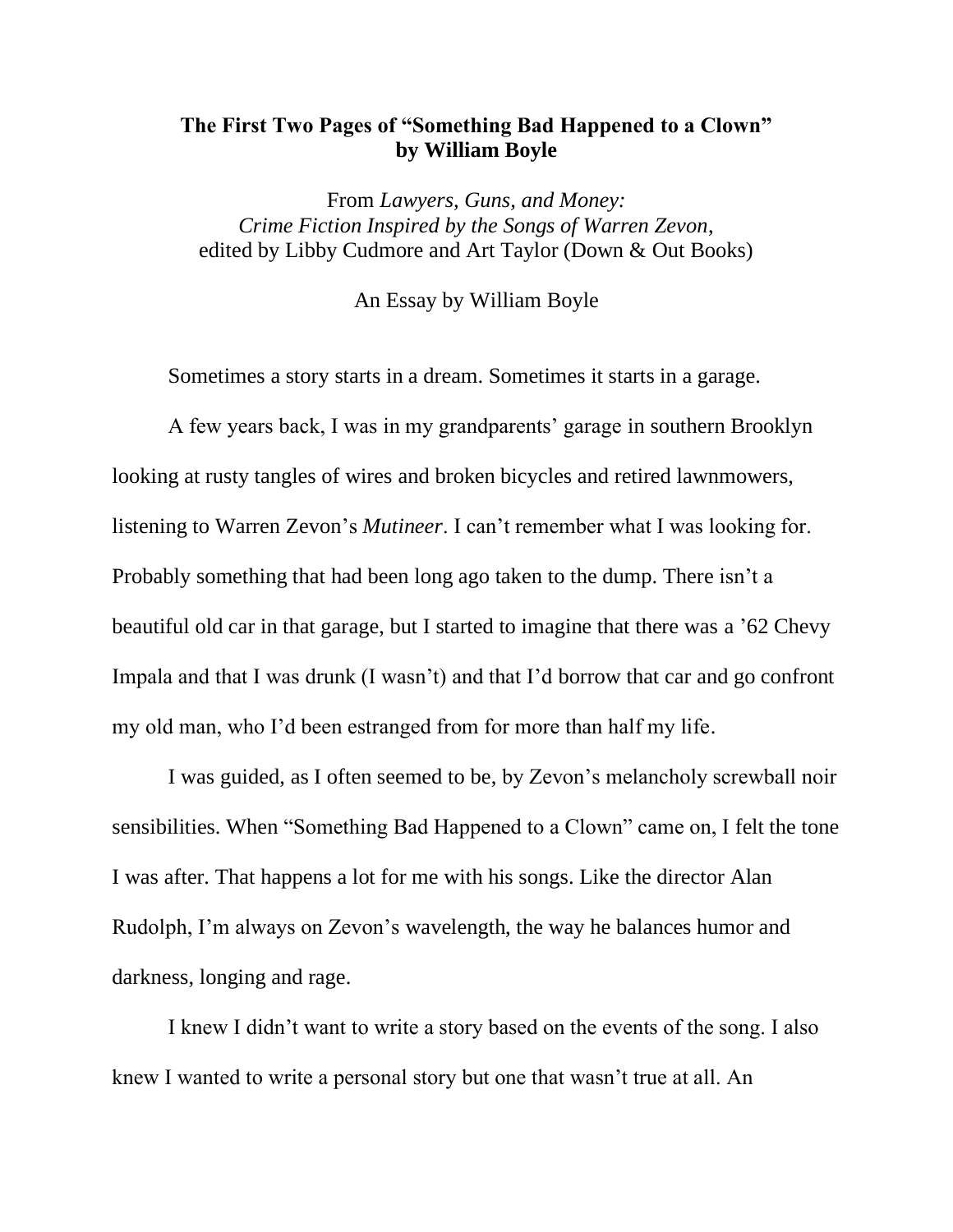**The First Two Pages of "Something Bad Happened to a Clown"**
**by William Boyle**

From *Lawyers, Guns, and Money:*
*Crime Fiction Inspired by the Songs of Warren Zevon*,
edited by Libby Cudmore and Art Taylor (Down & Out Books)

An Essay by William Boyle

Sometimes a story starts in a dream. Sometimes it starts in a garage.

A few years back, I was in my grandparents' garage in southern Brooklyn looking at rusty tangles of wires and broken bicycles and retired lawnmowers, listening to Warren Zevon's *Mutineer*. I can't remember what I was looking for. Probably something that had been long ago taken to the dump. There isn't a beautiful old car in that garage, but I started to imagine that there was a '62 Chevy Impala and that I was drunk (I wasn't) and that I'd borrow that car and go confront my old man, who I'd been estranged from for more than half my life.

I was guided, as I often seemed to be, by Zevon's melancholy screwball noir sensibilities. When "Something Bad Happened to a Clown" came on, I felt the tone I was after. That happens a lot for me with his songs. Like the director Alan Rudolph, I'm always on Zevon's wavelength, the way he balances humor and darkness, longing and rage.

I knew I didn't want to write a story based on the events of the song. I also knew I wanted to write a personal story but one that wasn't true at all. An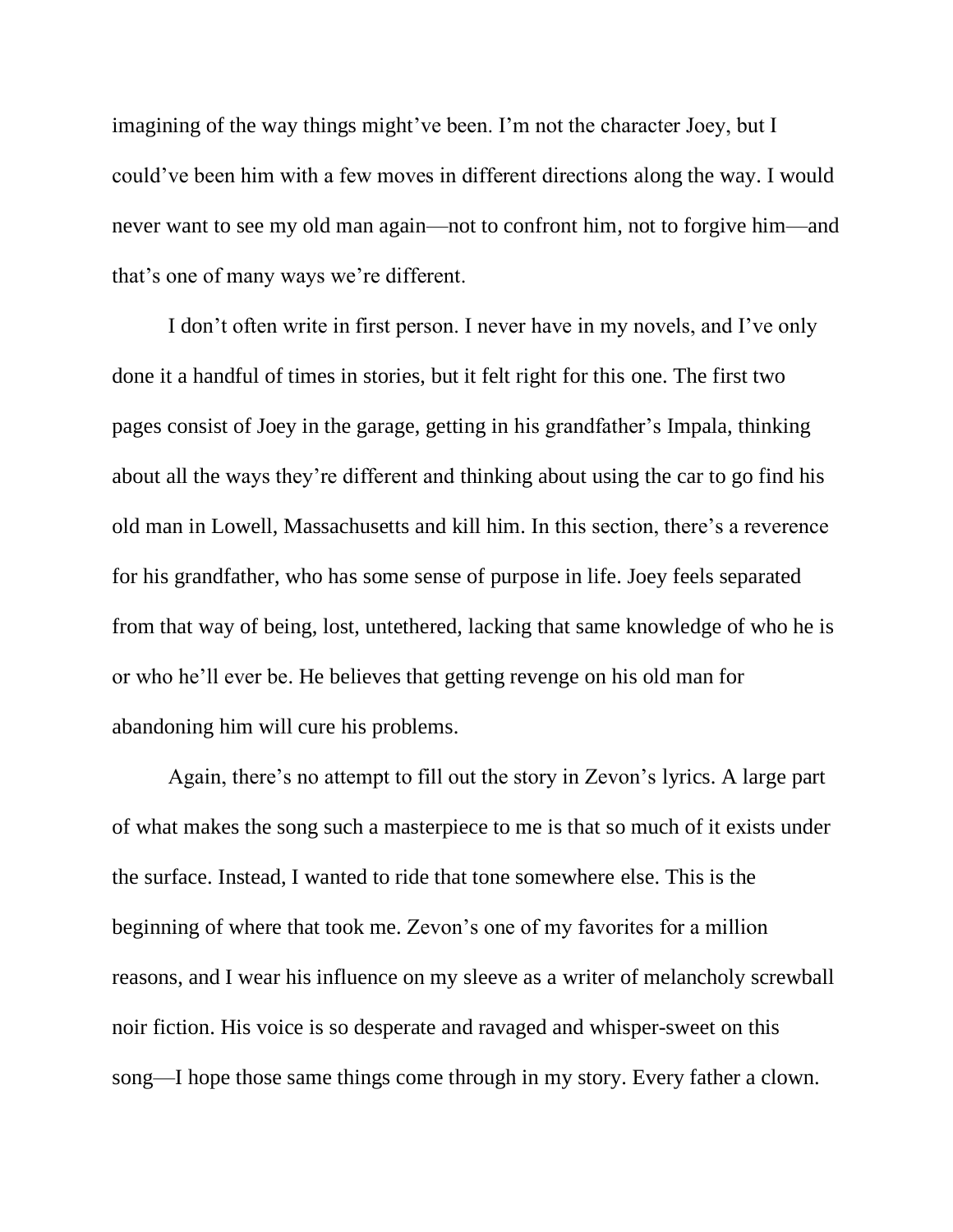imagining of the way things might've been. I'm not the character Joey, but I could've been him with a few moves in different directions along the way. I would never want to see my old man again—not to confront him, not to forgive him—and that's one of many ways we're different.

I don't often write in first person. I never have in my novels, and I've only done it a handful of times in stories, but it felt right for this one. The first two pages consist of Joey in the garage, getting in his grandfather's Impala, thinking about all the ways they're different and thinking about using the car to go find his old man in Lowell, Massachusetts and kill him. In this section, there's a reverence for his grandfather, who has some sense of purpose in life. Joey feels separated from that way of being, lost, untethered, lacking that same knowledge of who he is or who he'll ever be. He believes that getting revenge on his old man for abandoning him will cure his problems.

Again, there's no attempt to fill out the story in Zevon's lyrics. A large part of what makes the song such a masterpiece to me is that so much of it exists under the surface. Instead, I wanted to ride that tone somewhere else. This is the beginning of where that took me. Zevon's one of my favorites for a million reasons, and I wear his influence on my sleeve as a writer of melancholy screwball noir fiction. His voice is so desperate and ravaged and whisper-sweet on this song—I hope those same things come through in my story. Every father a clown.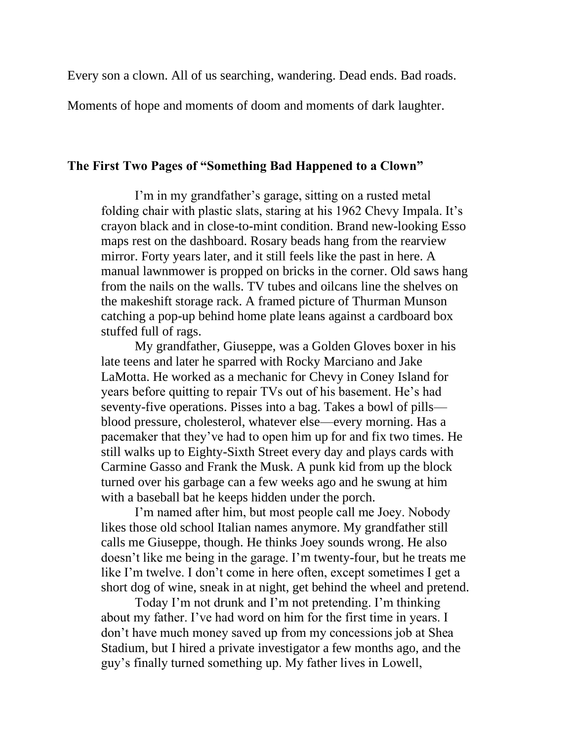Every son a clown. All of us searching, wandering. Dead ends. Bad roads.

Moments of hope and moments of doom and moments of dark laughter.

### The First Two Pages of "Something Bad Happened to a Clown"

I'm in my grandfather's garage, sitting on a rusted metal folding chair with plastic slats, staring at his 1962 Chevy Impala. It's crayon black and in close-to-mint condition. Brand new-looking Esso maps rest on the dashboard. Rosary beads hang from the rearview mirror. Forty years later, and it still feels like the past in here. A manual lawnmower is propped on bricks in the corner. Old saws hang from the nails on the walls. TV tubes and oilcans line the shelves on the makeshift storage rack. A framed picture of Thurman Munson catching a pop-up behind home plate leans against a cardboard box stuffed full of rags.

My grandfather, Giuseppe, was a Golden Gloves boxer in his late teens and later he sparred with Rocky Marciano and Jake LaMotta. He worked as a mechanic for Chevy in Coney Island for years before quitting to repair TVs out of his basement. He's had seventy-five operations. Pisses into a bag. Takes a bowl of pills—blood pressure, cholesterol, whatever else—every morning. Has a pacemaker that they've had to open him up for and fix two times. He still walks up to Eighty-Sixth Street every day and plays cards with Carmine Gasso and Frank the Musk. A punk kid from up the block turned over his garbage can a few weeks ago and he swung at him with a baseball bat he keeps hidden under the porch.

I'm named after him, but most people call me Joey. Nobody likes those old school Italian names anymore. My grandfather still calls me Giuseppe, though. He thinks Joey sounds wrong. He also doesn't like me being in the garage. I'm twenty-four, but he treats me like I'm twelve. I don't come in here often, except sometimes I get a short dog of wine, sneak in at night, get behind the wheel and pretend.

Today I'm not drunk and I'm not pretending. I'm thinking about my father. I've had word on him for the first time in years. I don't have much money saved up from my concessions job at Shea Stadium, but I hired a private investigator a few months ago, and the guy's finally turned something up. My father lives in Lowell,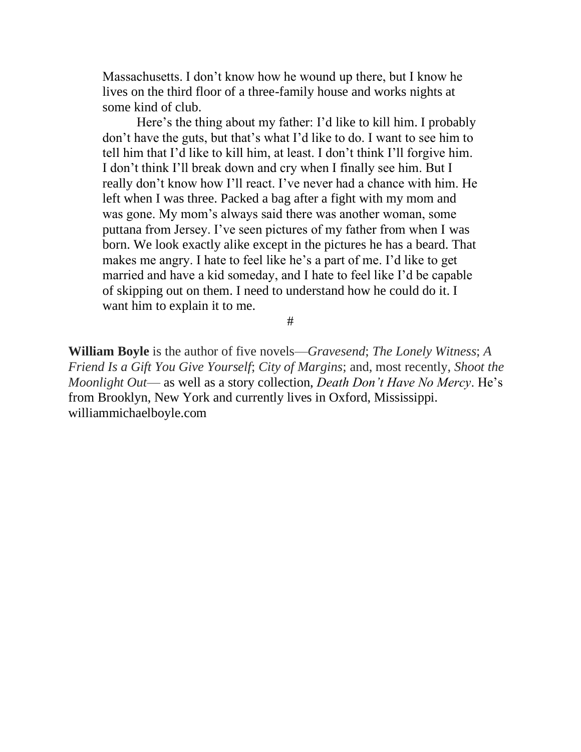Massachusetts. I don't know how he wound up there, but I know he lives on the third floor of a three-family house and works nights at some kind of club.

Here's the thing about my father: I'd like to kill him. I probably don't have the guts, but that's what I'd like to do. I want to see him to tell him that I'd like to kill him, at least. I don't think I'll forgive him. I don't think I'll break down and cry when I finally see him. But I really don't know how I'll react. I've never had a chance with him. He left when I was three. Packed a bag after a fight with my mom and was gone. My mom's always said there was another woman, some puttana from Jersey. I've seen pictures of my father from when I was born. We look exactly alike except in the pictures he has a beard. That makes me angry. I hate to feel like he's a part of me. I'd like to get married and have a kid someday, and I hate to feel like I'd be capable of skipping out on them. I need to understand how he could do it. I want him to explain it to me.

#

**William Boyle** is the author of five novels—*Gravesend*; *The Lonely Witness*; *A Friend Is a Gift You Give Yourself*; *City of Margins*; and, most recently, *Shoot the Moonlight Out*— as well as a story collection, *Death Don't Have No Mercy*. He's from Brooklyn, New York and currently lives in Oxford, Mississippi. williammichaelboyle.com